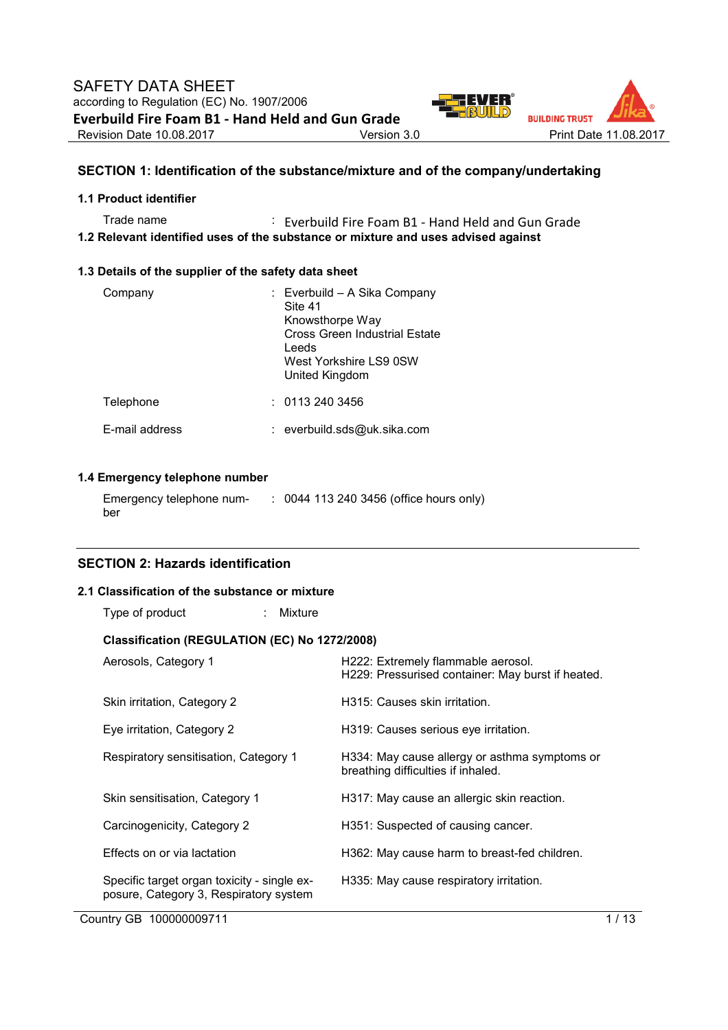SAFETY DATA SHEET

according to Regulation (EC) No. 1907/2006

**Everbuild Fire Foam B1 - Hand Held and Gun Grade**

Revision Date 10.08.2017 Version 3.0 Print Date 11.08.2017

## SECTION 1: Identification of the substance/mixture and of the company/undertaking

### 1.1 Product identifier

Trade name : Everbuild Fire Foam B1 - Hand Held and Gun Grade

### 1.2 Relevant identified uses of the substance or mixture and uses advised against

### 1.3 Details of the supplier of the safety data sheet

Company : Everbuild – A Sika Company
Site 41
Knowsthorpe Way
Cross Green Industrial Estate
Leeds
West Yorkshire LS9 0SW
United Kingdom

Telephone : 0113 240 3456

E-mail address : everbuild.sds@uk.sika.com

### 1.4 Emergency telephone number

Emergency telephone number : 0044 113 240 3456 (office hours only)

## SECTION 2: Hazards identification

### 2.1 Classification of the substance or mixture

Type of product : Mixture

**Classification (REGULATION (EC) No 1272/2008)**

| Classification | Hazard statement |
|---|---|
| Aerosols, Category 1 | H222: Extremely flammable aerosol.<br>H229: Pressurised container: May burst if heated. |
| Skin irritation, Category 2 | H315: Causes skin irritation. |
| Eye irritation, Category 2 | H319: Causes serious eye irritation. |
| Respiratory sensitisation, Category 1 | H334: May cause allergy or asthma symptoms or breathing difficulties if inhaled. |
| Skin sensitisation, Category 1 | H317: May cause an allergic skin reaction. |
| Carcinogenicity, Category 2 | H351: Suspected of causing cancer. |
| Effects on or via lactation | H362: May cause harm to breast-fed children. |
| Specific target organ toxicity - single exposure, Category 3, Respiratory system | H335: May cause respiratory irritation. |

Country GB 100000009711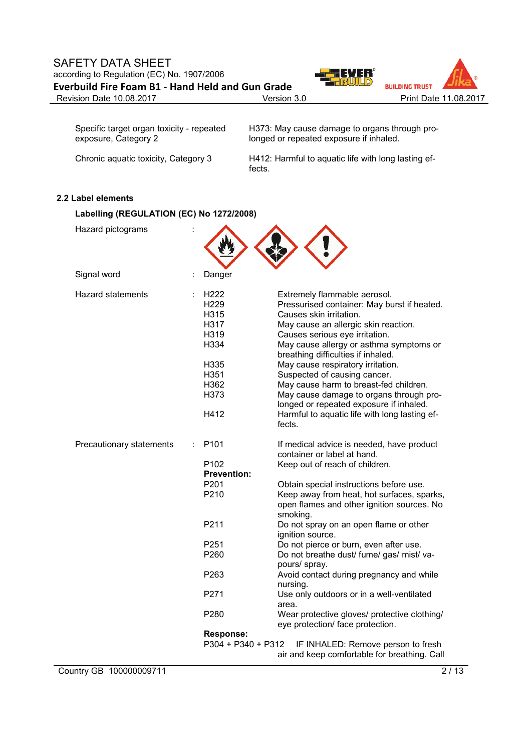| | |
|---|---|
| Specific target organ toxicity - repeated exposure, Category 2 | H373: May cause damage to organs through prolonged or repeated exposure if inhaled. |
| Chronic aquatic toxicity, Category 3 | H412: Harmful to aquatic life with long lasting effects. |

### 2.2 Label elements

**Labelling (REGULATION (EC) No 1272/2008)**

Hazard pictograms :

Signal word : Danger

Hazard statements :

| | |
|---|---|
| H222 | Extremely flammable aerosol. |
| H229 | Pressurised container: May burst if heated. |
| H315 | Causes skin irritation. |
| H317 | May cause an allergic skin reaction. |
| H319 | Causes serious eye irritation. |
| H334 | May cause allergy or asthma symptoms or breathing difficulties if inhaled. |
| H335 | May cause respiratory irritation. |
| H351 | Suspected of causing cancer. |
| H362 | May cause harm to breast-fed children. |
| H373 | May cause damage to organs through prolonged or repeated exposure if inhaled. |
| H412 | Harmful to aquatic life with long lasting effects. |

Precautionary statements :

| | |
|---|---|
| P101 | If medical advice is needed, have product container or label at hand. |
| P102 | Keep out of reach of children. |
| **Prevention:** | |
| P201 | Obtain special instructions before use. |
| P210 | Keep away from heat, hot surfaces, sparks, open flames and other ignition sources. No smoking. |
| P211 | Do not spray on an open flame or other ignition source. |
| P251 | Do not pierce or burn, even after use. |
| P260 | Do not breathe dust/ fume/ gas/ mist/ vapours/ spray. |
| P263 | Avoid contact during pregnancy and while nursing. |
| P271 | Use only outdoors or in a well-ventilated area. |
| P280 | Wear protective gloves/ protective clothing/ eye protection/ face protection. |
| **Response:** | |
| P304 + P340 + P312 | IF INHALED: Remove person to fresh air and keep comfortable for breathing. Call |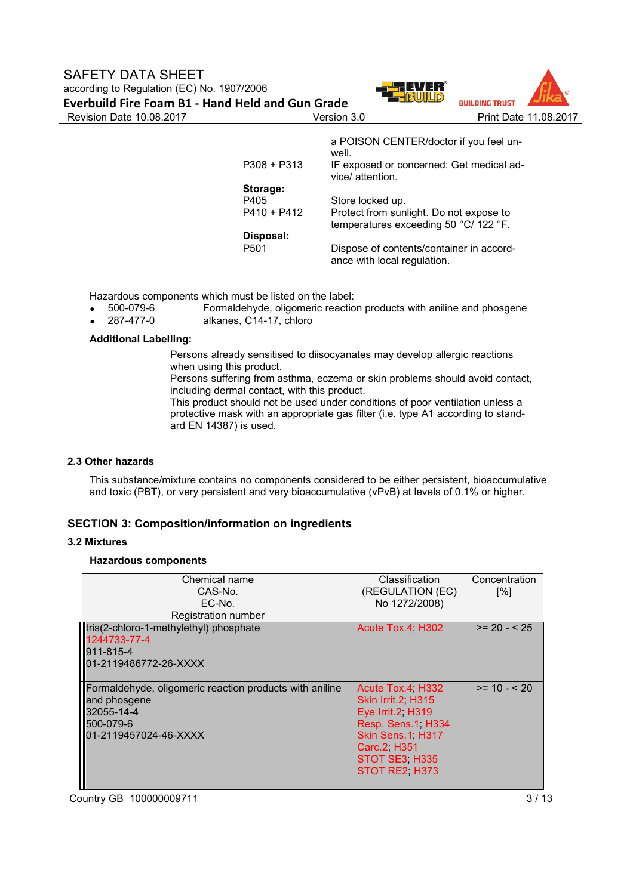| | |
|---|---|
| | a POISON CENTER/doctor if you feel unwell. |
| P308 + P313 | IF exposed or concerned: Get medical advice/ attention. |
| **Storage:** | |
| P405 | Store locked up. |
| P410 + P412 | Protect from sunlight. Do not expose to temperatures exceeding 50 °C/ 122 °F. |
| **Disposal:** | |
| P501 | Dispose of contents/container in accordance with local regulation. |

Hazardous components which must be listed on the label:

- 500-079-6 Formaldehyde, oligomeric reaction products with aniline and phosgene
- 287-477-0 alkanes, C14-17, chloro

**Additional Labelling:**

Persons already sensitised to diisocyanates may develop allergic reactions when using this product.
Persons suffering from asthma, eczema or skin problems should avoid contact, including dermal contact, with this product.
This product should not be used under conditions of poor ventilation unless a protective mask with an appropriate gas filter (i.e. type A1 according to standard EN 14387) is used.

### 2.3 Other hazards

This substance/mixture contains no components considered to be either persistent, bioaccumulative and toxic (PBT), or very persistent and very bioaccumulative (vPvB) at levels of 0.1% or higher.

## SECTION 3: Composition/information on ingredients

### 3.2 Mixtures

**Hazardous components**

| Chemical name<br>CAS-No.<br>EC-No.<br>Registration number | Classification<br>(REGULATION (EC) No 1272/2008) | Concentration [%] |
|---|---|---|
| tris(2-chloro-1-methylethyl) phosphate<br>1244733-77-4<br>911-815-4<br>01-2119486772-26-XXXX | Acute Tox.4; H302 | >= 20 - < 25 |
| Formaldehyde, oligomeric reaction products with aniline and phosgene<br>32055-14-4<br>500-079-6<br>01-2119457024-46-XXXX | Acute Tox.4; H332<br>Skin Irrit.2; H315<br>Eye Irrit.2; H319<br>Resp. Sens.1; H334<br>Skin Sens.1; H317<br>Carc.2; H351<br>STOT SE3; H335<br>STOT RE2; H373 | >= 10 - < 20 |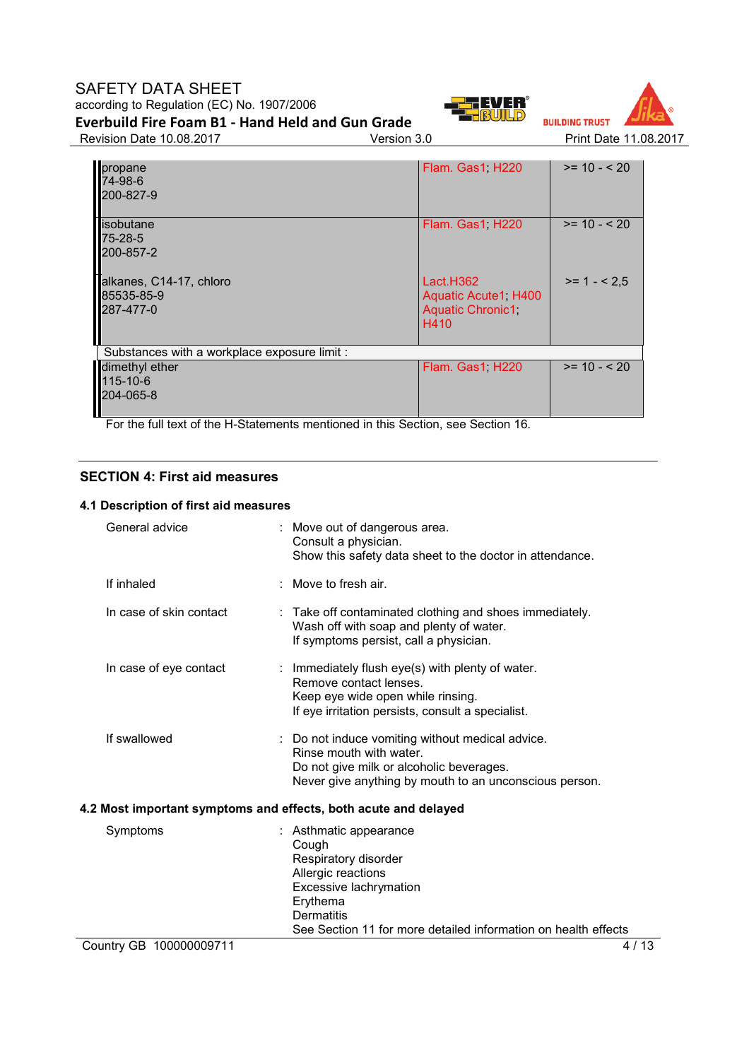| | | |
|---|---|---|
| propane<br>74-98-6<br>200-827-9 | Flam. Gas1; H220 | >= 10 - < 20 |
| isobutane<br>75-28-5<br>200-857-2 | Flam. Gas1; H220 | >= 10 - < 20 |
| alkanes, C14-17, chloro<br>85535-85-9<br>287-477-0 | Lact.H362<br>Aquatic Acute1; H400<br>Aquatic Chronic1; H410 | >= 1 - < 2,5 |
| Substances with a workplace exposure limit : | | |
| dimethyl ether<br>115-10-6<br>204-065-8 | Flam. Gas1; H220 | >= 10 - < 20 |

For the full text of the H-Statements mentioned in this Section, see Section 16.

## SECTION 4: First aid measures

### 4.1 Description of first aid measures

| | | |
|---|---|---|
| General advice | : | Move out of dangerous area.<br>Consult a physician.<br>Show this safety data sheet to the doctor in attendance. |
| If inhaled | : | Move to fresh air. |
| In case of skin contact | : | Take off contaminated clothing and shoes immediately.<br>Wash off with soap and plenty of water.<br>If symptoms persist, call a physician. |
| In case of eye contact | : | Immediately flush eye(s) with plenty of water.<br>Remove contact lenses.<br>Keep eye wide open while rinsing.<br>If eye irritation persists, consult a specialist. |
| If swallowed | : | Do not induce vomiting without medical advice.<br>Rinse mouth with water.<br>Do not give milk or alcoholic beverages.<br>Never give anything by mouth to an unconscious person. |

### 4.2 Most important symptoms and effects, both acute and delayed

| | | |
|---|---|---|
| Symptoms | : | Asthmatic appearance<br>Cough<br>Respiratory disorder<br>Allergic reactions<br>Excessive lachrymation<br>Erythema<br>Dermatitis<br>See Section 11 for more detailed information on health effects |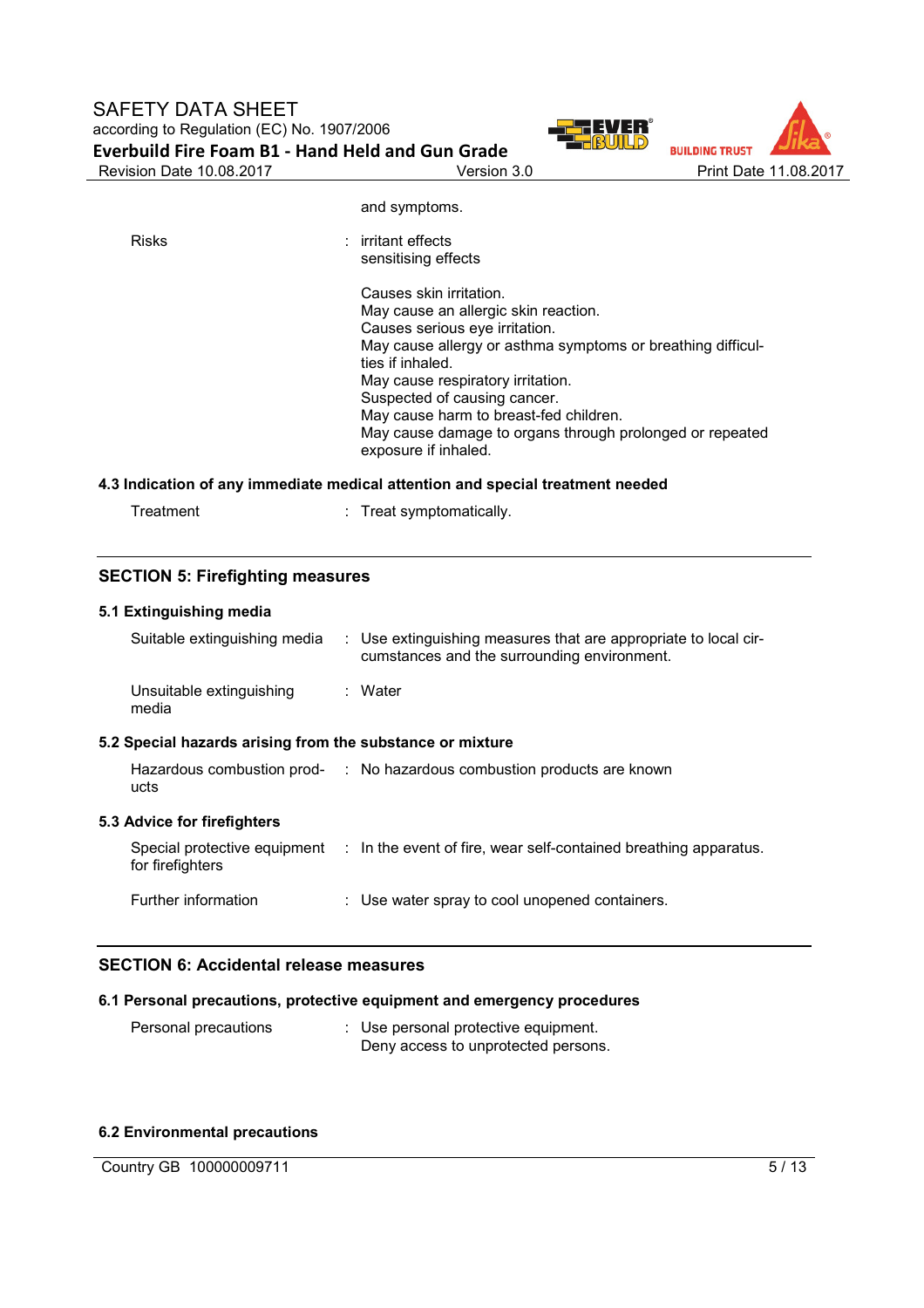and symptoms.

| | |
|---|---|
| Risks | : irritant effects<br>sensitising effects<br><br>Causes skin irritation.<br>May cause an allergic skin reaction.<br>Causes serious eye irritation.<br>May cause allergy or asthma symptoms or breathing difficulties if inhaled.<br>May cause respiratory irritation.<br>Suspected of causing cancer.<br>May cause harm to breast-fed children.<br>May cause damage to organs through prolonged or repeated exposure if inhaled. |

### 4.3 Indication of any immediate medical attention and special treatment needed

| | |
|---|---|
| Treatment | : Treat symptomatically. |

## SECTION 5: Firefighting measures

### 5.1 Extinguishing media

| | |
|---|---|
| Suitable extinguishing media | : Use extinguishing measures that are appropriate to local circumstances and the surrounding environment. |
| Unsuitable extinguishing media | : Water |

### 5.2 Special hazards arising from the substance or mixture

| | |
|---|---|
| Hazardous combustion products | : No hazardous combustion products are known |

### 5.3 Advice for firefighters

| | |
|---|---|
| Special protective equipment for firefighters | : In the event of fire, wear self-contained breathing apparatus. |
| Further information | : Use water spray to cool unopened containers. |

## SECTION 6: Accidental release measures

### 6.1 Personal precautions, protective equipment and emergency procedures

| | |
|---|---|
| Personal precautions | : Use personal protective equipment.<br>Deny access to unprotected persons. |

### 6.2 Environmental precautions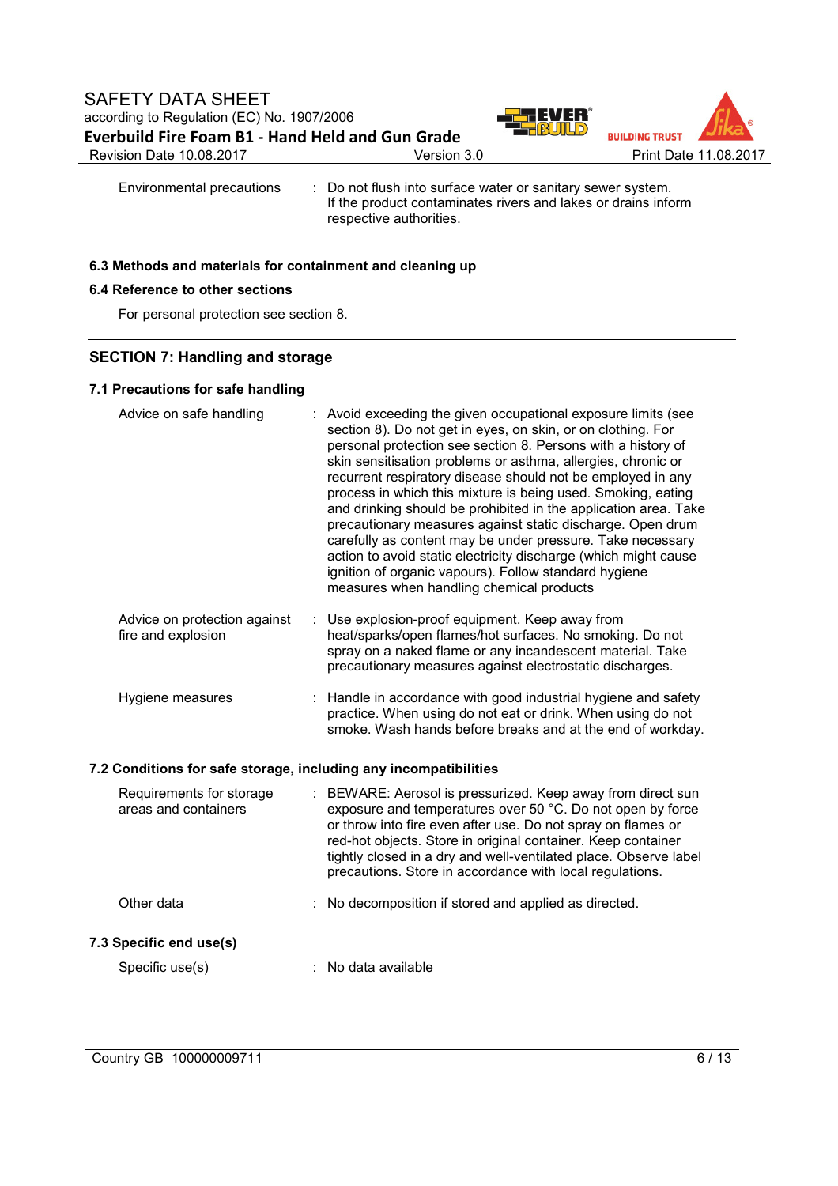| | | |
|---|---|---|
| Environmental precautions | : | Do not flush into surface water or sanitary sewer system. If the product contaminates rivers and lakes or drains inform respective authorities. |

### 6.3 Methods and materials for containment and cleaning up

### 6.4 Reference to other sections

For personal protection see section 8.

## SECTION 7: Handling and storage

### 7.1 Precautions for safe handling

| | | |
|---|---|---|
| Advice on safe handling | : | Avoid exceeding the given occupational exposure limits (see section 8). Do not get in eyes, on skin, or on clothing. For personal protection see section 8. Persons with a history of skin sensitisation problems or asthma, allergies, chronic or recurrent respiratory disease should not be employed in any process in which this mixture is being used. Smoking, eating and drinking should be prohibited in the application area. Take precautionary measures against static discharge. Open drum carefully as content may be under pressure. Take necessary action to avoid static electricity discharge (which might cause ignition of organic vapours). Follow standard hygiene measures when handling chemical products |
| Advice on protection against fire and explosion | : | Use explosion-proof equipment. Keep away from heat/sparks/open flames/hot surfaces. No smoking. Do not spray on a naked flame or any incandescent material. Take precautionary measures against electrostatic discharges. |
| Hygiene measures | : | Handle in accordance with good industrial hygiene and safety practice. When using do not eat or drink. When using do not smoke. Wash hands before breaks and at the end of workday. |

### 7.2 Conditions for safe storage, including any incompatibilities

| | | |
|---|---|---|
| Requirements for storage areas and containers | : | BEWARE: Aerosol is pressurized. Keep away from direct sun exposure and temperatures over 50 °C. Do not open by force or throw into fire even after use. Do not spray on flames or red-hot objects. Store in original container. Keep container tightly closed in a dry and well-ventilated place. Observe label precautions. Store in accordance with local regulations. |
| Other data | : | No decomposition if stored and applied as directed. |

### 7.3 Specific end use(s)

| | | |
|---|---|---|
| Specific use(s) | : | No data available |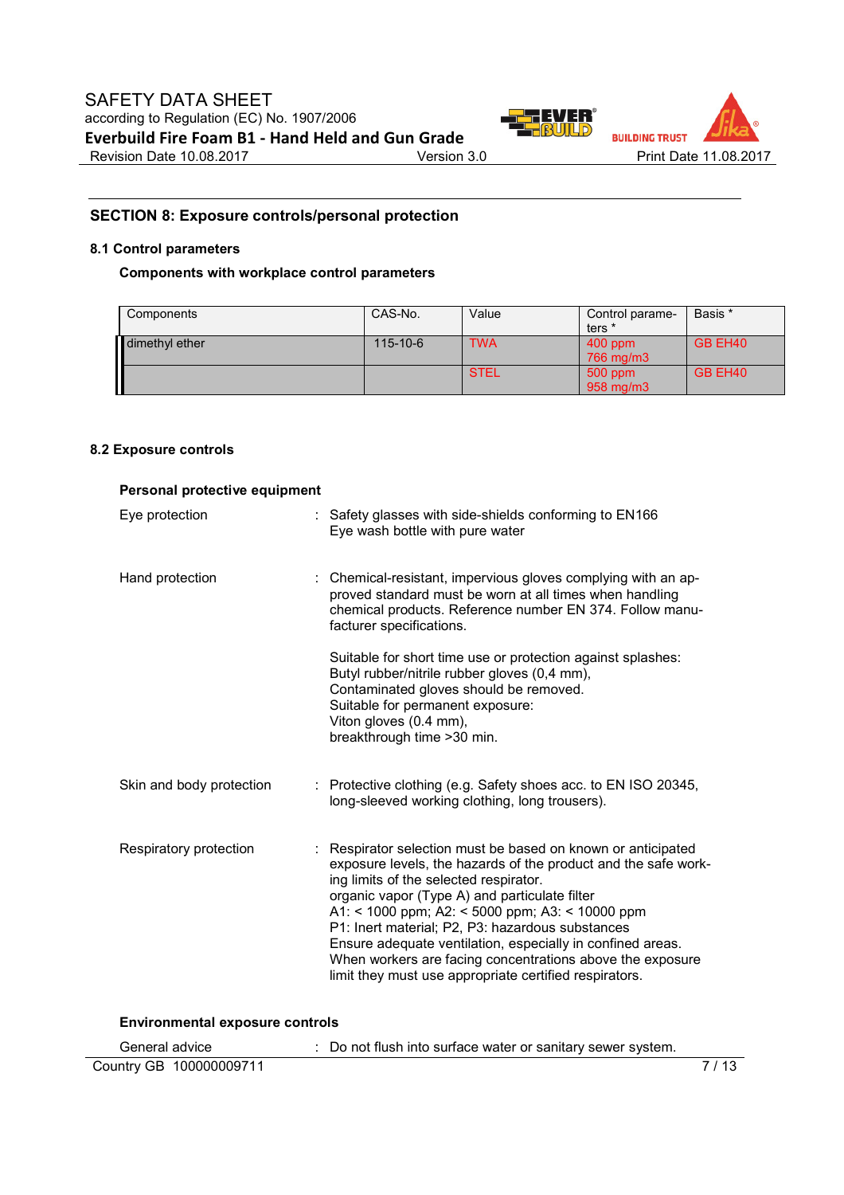## SECTION 8: Exposure controls/personal protection

### 8.1 Control parameters

**Components with workplace control parameters**

| Components | CAS-No. | Value | Control parameters * | Basis * |
|---|---|---|---|---|
| dimethyl ether | 115-10-6 | TWA | 400 ppm<br>766 mg/m3 | GB EH40 |
| | | STEL | 500 ppm<br>958 mg/m3 | GB EH40 |

### 8.2 Exposure controls

**Personal protective equipment**

Eye protection : Safety glasses with side-shields conforming to EN166
Eye wash bottle with pure water

Hand protection : Chemical-resistant, impervious gloves complying with an approved standard must be worn at all times when handling chemical products. Reference number EN 374. Follow manufacturer specifications.

Suitable for short time use or protection against splashes:
Butyl rubber/nitrile rubber gloves (0,4 mm),
Contaminated gloves should be removed.
Suitable for permanent exposure:
Viton gloves (0.4 mm),
breakthrough time >30 min.

Skin and body protection : Protective clothing (e.g. Safety shoes acc. to EN ISO 20345, long-sleeved working clothing, long trousers).

Respiratory protection : Respirator selection must be based on known or anticipated exposure levels, the hazards of the product and the safe working limits of the selected respirator.
organic vapor (Type A) and particulate filter
A1: < 1000 ppm; A2: < 5000 ppm; A3: < 10000 ppm
P1: Inert material; P2, P3: hazardous substances
Ensure adequate ventilation, especially in confined areas.
When workers are facing concentrations above the exposure limit they must use appropriate certified respirators.

**Environmental exposure controls**

General advice : Do not flush into surface water or sanitary sewer system.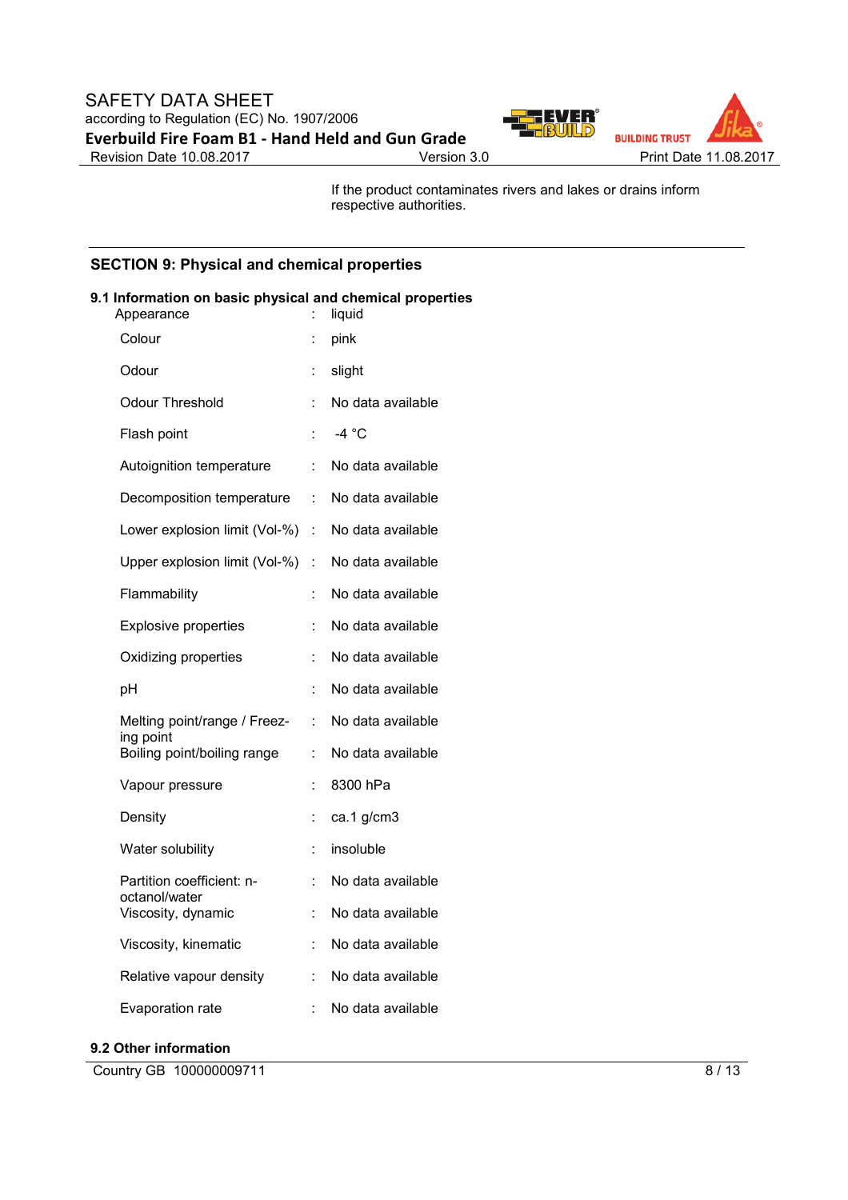If the product contaminates rivers and lakes or drains inform respective authorities.

## SECTION 9: Physical and chemical properties

### 9.1 Information on basic physical and chemical properties

| Property | | Value |
|---|---|---|
| Appearance | : | liquid |
| Colour | : | pink |
| Odour | : | slight |
| Odour Threshold | : | No data available |
| Flash point | : | -4 °C |
| Autoignition temperature | : | No data available |
| Decomposition temperature | : | No data available |
| Lower explosion limit (Vol-%) | : | No data available |
| Upper explosion limit (Vol-%) | : | No data available |
| Flammability | : | No data available |
| Explosive properties | : | No data available |
| Oxidizing properties | : | No data available |
| pH | : | No data available |
| Melting point/range / Freezing point | : | No data available |
| Boiling point/boiling range | : | No data available |
| Vapour pressure | : | 8300 hPa |
| Density | : | ca.1 g/cm3 |
| Water solubility | : | insoluble |
| Partition coefficient: n-octanol/water | : | No data available |
| Viscosity, dynamic | : | No data available |
| Viscosity, kinematic | : | No data available |
| Relative vapour density | : | No data available |
| Evaporation rate | : | No data available |

### 9.2 Other information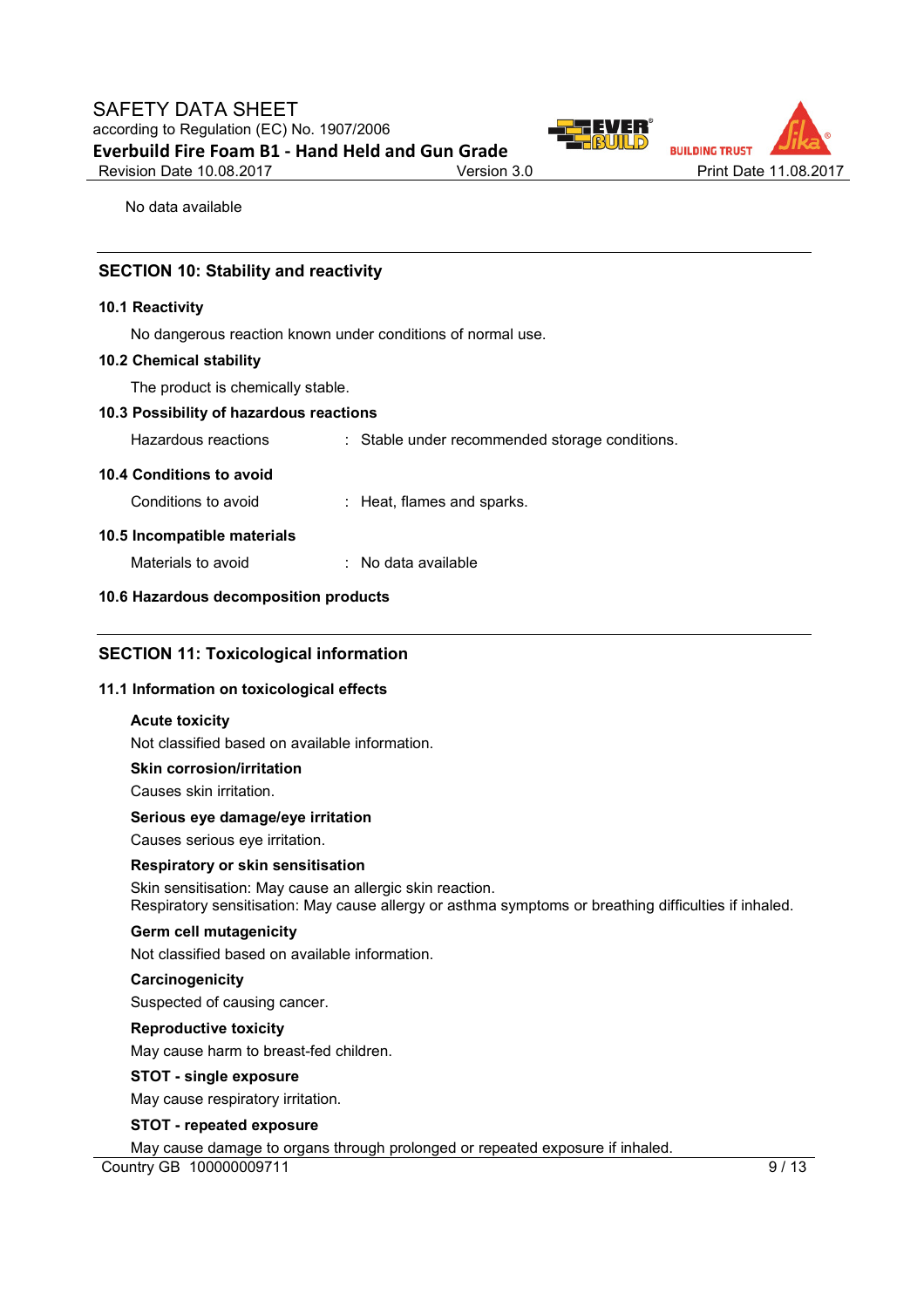No data available

## SECTION 10: Stability and reactivity

### 10.1 Reactivity

No dangerous reaction known under conditions of normal use.

### 10.2 Chemical stability

The product is chemically stable.

### 10.3 Possibility of hazardous reactions

Hazardous reactions : Stable under recommended storage conditions.

### 10.4 Conditions to avoid

Conditions to avoid : Heat, flames and sparks.

### 10.5 Incompatible materials

Materials to avoid : No data available

### 10.6 Hazardous decomposition products

## SECTION 11: Toxicological information

### 11.1 Information on toxicological effects

**Acute toxicity**

Not classified based on available information.

**Skin corrosion/irritation**

Causes skin irritation.

**Serious eye damage/eye irritation**

Causes serious eye irritation.

**Respiratory or skin sensitisation**

Skin sensitisation: May cause an allergic skin reaction.
Respiratory sensitisation: May cause allergy or asthma symptoms or breathing difficulties if inhaled.

**Germ cell mutagenicity**

Not classified based on available information.

**Carcinogenicity**

Suspected of causing cancer.

**Reproductive toxicity**

May cause harm to breast-fed children.

**STOT - single exposure**

May cause respiratory irritation.

**STOT - repeated exposure**

May cause damage to organs through prolonged or repeated exposure if inhaled.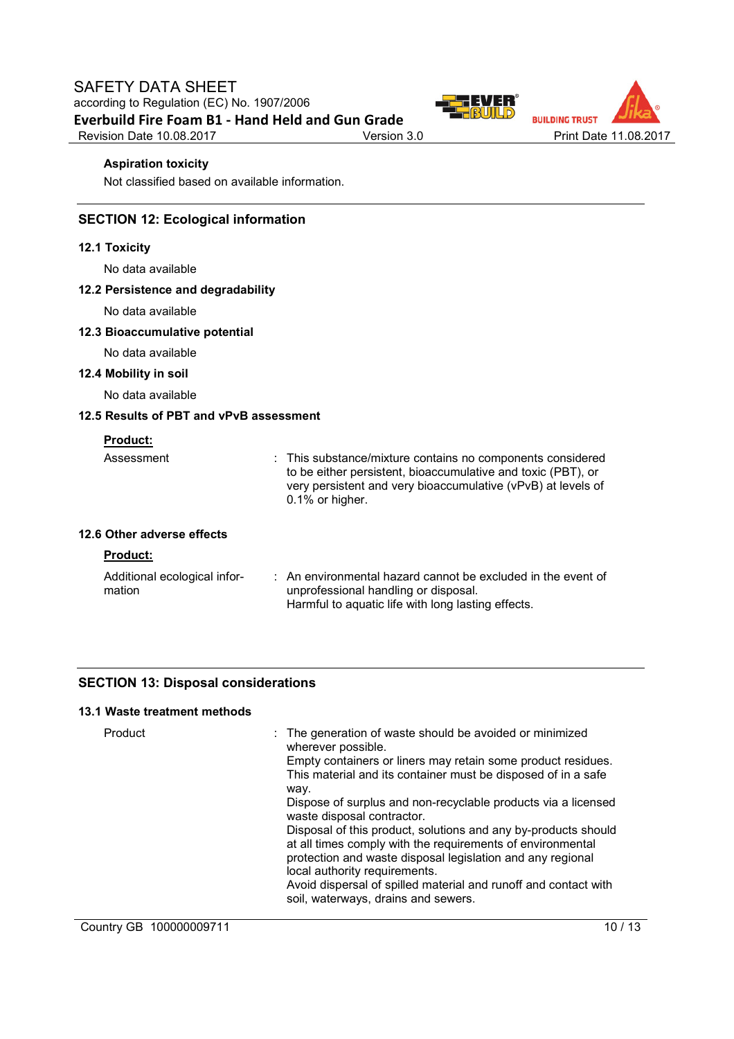**Aspiration toxicity**

Not classified based on available information.

## SECTION 12: Ecological information

### 12.1 Toxicity

No data available

### 12.2 Persistence and degradability

No data available

### 12.3 Bioaccumulative potential

No data available

### 12.4 Mobility in soil

No data available

### 12.5 Results of PBT and vPvB assessment

**Product:**

Assessment : This substance/mixture contains no components considered to be either persistent, bioaccumulative and toxic (PBT), or very persistent and very bioaccumulative (vPvB) at levels of 0.1% or higher.

### 12.6 Other adverse effects

**Product:**

Additional ecological information : An environmental hazard cannot be excluded in the event of unprofessional handling or disposal.
Harmful to aquatic life with long lasting effects.

## SECTION 13: Disposal considerations

### 13.1 Waste treatment methods

Product : The generation of waste should be avoided or minimized wherever possible.
Empty containers or liners may retain some product residues.
This material and its container must be disposed of in a safe way.
Dispose of surplus and non-recyclable products via a licensed waste disposal contractor.
Disposal of this product, solutions and any by-products should at all times comply with the requirements of environmental protection and waste disposal legislation and any regional local authority requirements.
Avoid dispersal of spilled material and runoff and contact with soil, waterways, drains and sewers.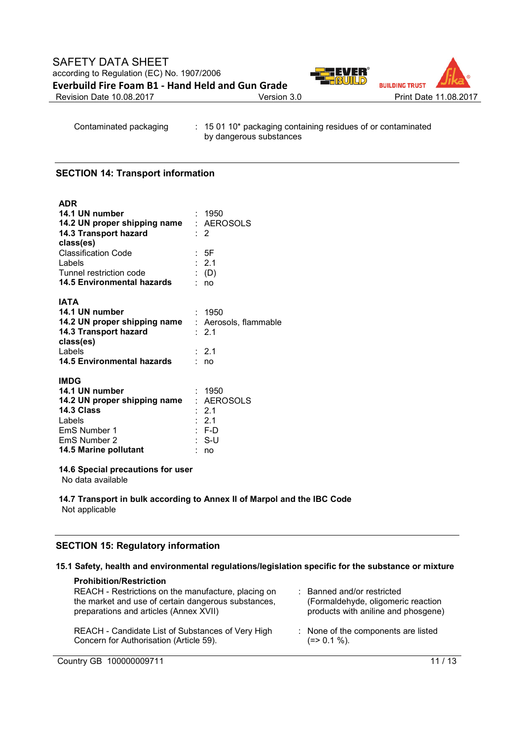| | | |
|---|---|---|
| Contaminated packaging | : | 15 01 10* packaging containing residues of or contaminated by dangerous substances |

## SECTION 14: Transport information

**ADR**

| | | |
|---|---|---|
| **14.1 UN number** | : | 1950 |
| **14.2 UN proper shipping name** | : | AEROSOLS |
| **14.3 Transport hazard class(es)** | : | 2 |
| Classification Code | : | 5F |
| Labels | : | 2.1 |
| Tunnel restriction code | : | (D) |
| **14.5 Environmental hazards** | : | no |

**IATA**

| | | |
|---|---|---|
| **14.1 UN number** | : | 1950 |
| **14.2 UN proper shipping name** | : | Aerosols, flammable |
| **14.3 Transport hazard class(es)** | : | 2.1 |
| Labels | : | 2.1 |
| **14.5 Environmental hazards** | : | no |

**IMDG**

| | | |
|---|---|---|
| **14.1 UN number** | : | 1950 |
| **14.2 UN proper shipping name** | : | AEROSOLS |
| **14.3 Class** | : | 2.1 |
| Labels | : | 2.1 |
| EmS Number 1 | : | F-D |
| EmS Number 2 | : | S-U |
| **14.5 Marine pollutant** | : | no |

**14.6 Special precautions for user**
No data available

**14.7 Transport in bulk according to Annex II of Marpol and the IBC Code**
Not applicable

## SECTION 15: Regulatory information

**15.1 Safety, health and environmental regulations/legislation specific for the substance or mixture**

**Prohibition/Restriction**

| | | |
|---|---|---|
| REACH - Restrictions on the manufacture, placing on the market and use of certain dangerous substances, preparations and articles (Annex XVII) | : | Banned and/or restricted (Formaldehyde, oligomeric reaction products with aniline and phosgene) |
| REACH - Candidate List of Substances of Very High Concern for Authorisation (Article 59). | : | None of the components are listed (=> 0.1 %). |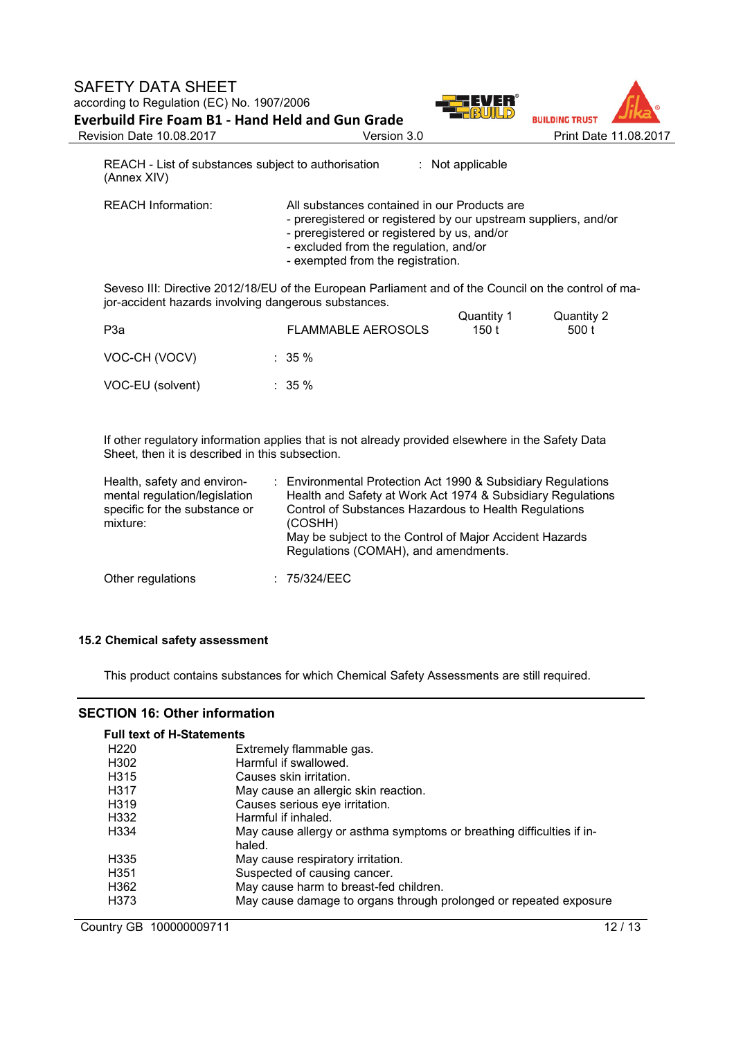| | | |
|---|---|---|
| REACH - List of substances subject to authorisation (Annex XIV) | : | Not applicable |

REACH Information: All substances contained in our Products are
- preregistered or registered by our upstream suppliers, and/or
- preregistered or registered by us, and/or
- excluded from the regulation, and/or
- exempted from the registration.

Seveso III: Directive 2012/18/EU of the European Parliament and of the Council on the control of major-accident hazards involving dangerous substances.

| | | Quantity 1 | Quantity 2 |
|---|---|---|---|
| P3a | FLAMMABLE AEROSOLS | 150 t | 500 t |

| | | |
|---|---|---|
| VOC-CH (VOCV) | : | 35 % |
| VOC-EU (solvent) | : | 35 % |

If other regulatory information applies that is not already provided elsewhere in the Safety Data Sheet, then it is described in this subsection.

| | | |
|---|---|---|
| Health, safety and environmental regulation/legislation specific for the substance or mixture: | : | Environmental Protection Act 1990 & Subsidiary Regulations<br>Health and Safety at Work Act 1974 & Subsidiary Regulations<br>Control of Substances Hazardous to Health Regulations (COSHH)<br>May be subject to the Control of Major Accident Hazards Regulations (COMAH), and amendments. |
| Other regulations | : | 75/324/EEC |

### 15.2 Chemical safety assessment

This product contains substances for which Chemical Safety Assessments are still required.

## SECTION 16: Other information

**Full text of H-Statements**

| | |
|---|---|
| H220 | Extremely flammable gas. |
| H302 | Harmful if swallowed. |
| H315 | Causes skin irritation. |
| H317 | May cause an allergic skin reaction. |
| H319 | Causes serious eye irritation. |
| H332 | Harmful if inhaled. |
| H334 | May cause allergy or asthma symptoms or breathing difficulties if inhaled. |
| H335 | May cause respiratory irritation. |
| H351 | Suspected of causing cancer. |
| H362 | May cause harm to breast-fed children. |
| H373 | May cause damage to organs through prolonged or repeated exposure |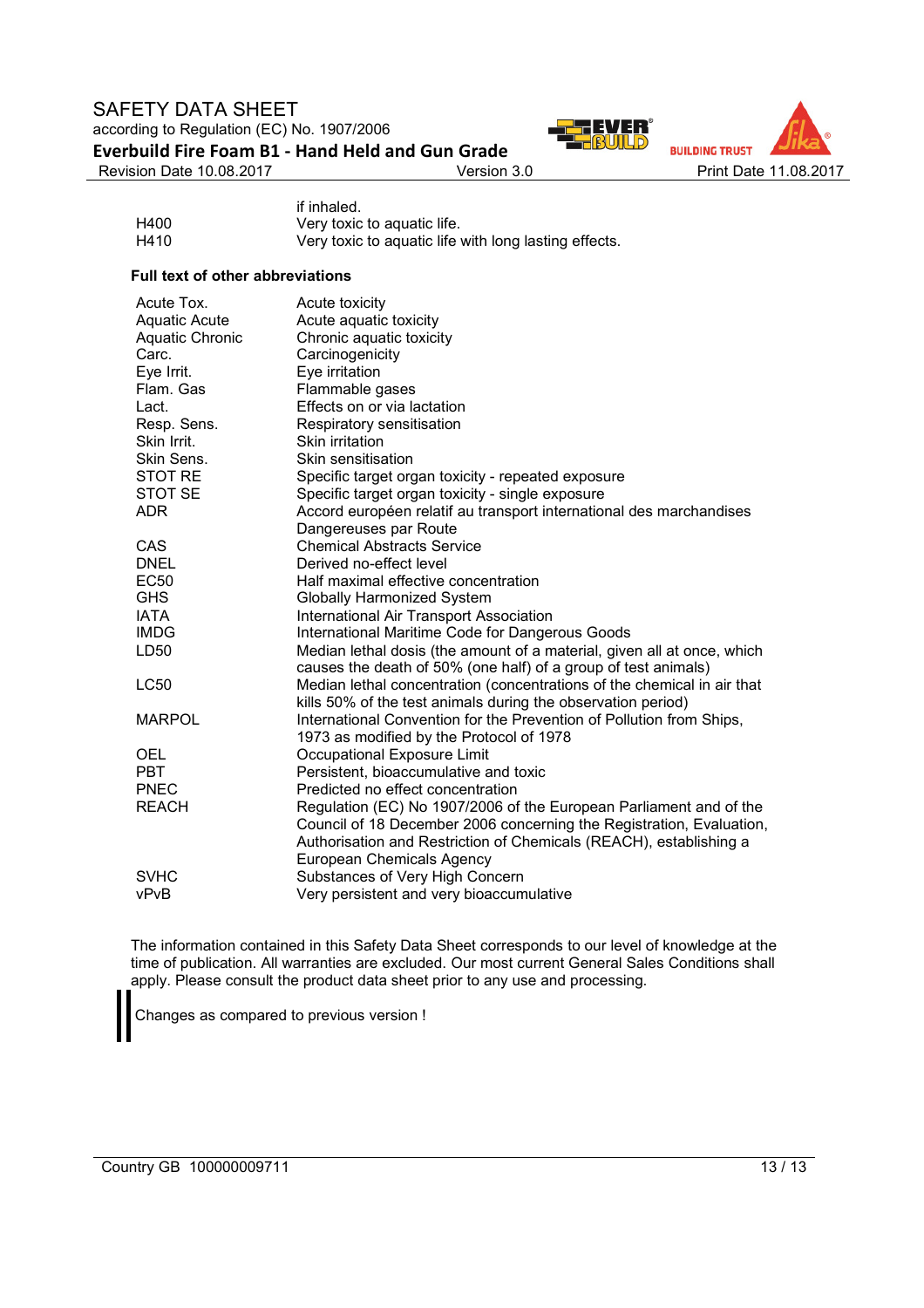| | |
|---|---|
| | if inhaled. |
| H400 | Very toxic to aquatic life. |
| H410 | Very toxic to aquatic life with long lasting effects. |

**Full text of other abbreviations**

| | |
|---|---|
| Acute Tox. | Acute toxicity |
| Aquatic Acute | Acute aquatic toxicity |
| Aquatic Chronic | Chronic aquatic toxicity |
| Carc. | Carcinogenicity |
| Eye Irrit. | Eye irritation |
| Flam. Gas | Flammable gases |
| Lact. | Effects on or via lactation |
| Resp. Sens. | Respiratory sensitisation |
| Skin Irrit. | Skin irritation |
| Skin Sens. | Skin sensitisation |
| STOT RE | Specific target organ toxicity - repeated exposure |
| STOT SE | Specific target organ toxicity - single exposure |
| ADR | Accord européen relatif au transport international des marchandises Dangereuses par Route |
| CAS | Chemical Abstracts Service |
| DNEL | Derived no-effect level |
| EC50 | Half maximal effective concentration |
| GHS | Globally Harmonized System |
| IATA | International Air Transport Association |
| IMDG | International Maritime Code for Dangerous Goods |
| LD50 | Median lethal dosis (the amount of a material, given all at once, which causes the death of 50% (one half) of a group of test animals) |
| LC50 | Median lethal concentration (concentrations of the chemical in air that kills 50% of the test animals during the observation period) |
| MARPOL | International Convention for the Prevention of Pollution from Ships, 1973 as modified by the Protocol of 1978 |
| OEL | Occupational Exposure Limit |
| PBT | Persistent, bioaccumulative and toxic |
| PNEC | Predicted no effect concentration |
| REACH | Regulation (EC) No 1907/2006 of the European Parliament and of the Council of 18 December 2006 concerning the Registration, Evaluation, Authorisation and Restriction of Chemicals (REACH), establishing a European Chemicals Agency |
| SVHC | Substances of Very High Concern |
| vPvB | Very persistent and very bioaccumulative |

The information contained in this Safety Data Sheet corresponds to our level of knowledge at the time of publication. All warranties are excluded. Our most current General Sales Conditions shall apply. Please consult the product data sheet prior to any use and processing.

Changes as compared to previous version !